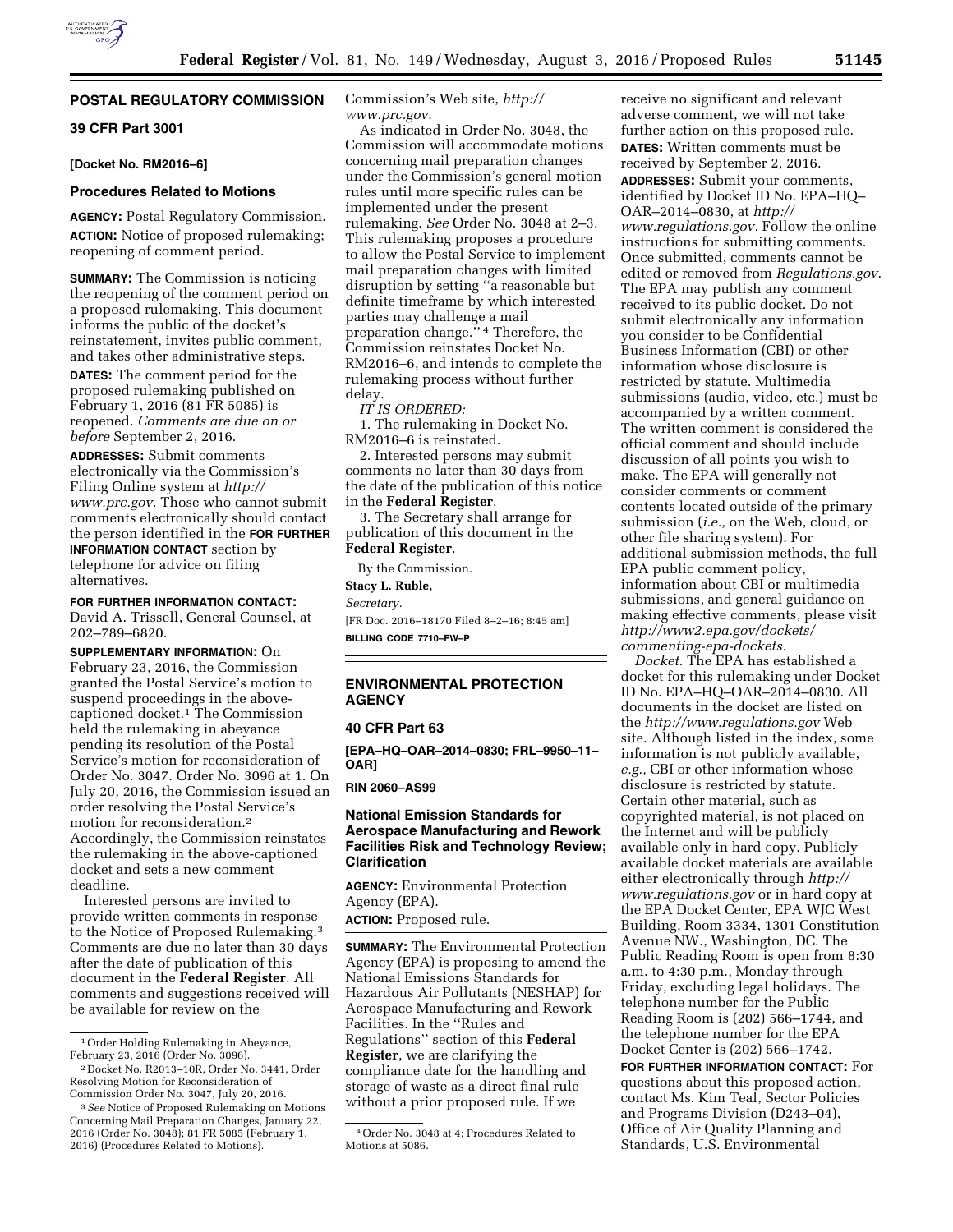## POSTAL REGULATORY COMMISSION

### 39 CFR Part 3001

**[Docket No. RM2016–6]**

### Procedures Related to Motions

**AGENCY:** Postal Regulatory Commission.

**ACTION:** Notice of proposed rulemaking; reopening of comment period.

**SUMMARY:** The Commission is noticing the reopening of the comment period on a proposed rulemaking. This document informs the public of the docket's reinstatement, invites public comment, and takes other administrative steps.

**DATES:** The comment period for the proposed rulemaking published on February 1, 2016 (81 FR 5085) is reopened. *Comments are due on or before* September 2, 2016.

**ADDRESSES:** Submit comments electronically via the Commission's Filing Online system at *http://www.prc.gov.* Those who cannot submit comments electronically should contact the person identified in the **FOR FURTHER INFORMATION CONTACT** section by telephone for advice on filing alternatives.

**FOR FURTHER INFORMATION CONTACT:** David A. Trissell, General Counsel, at 202–789–6820.

**SUPPLEMENTARY INFORMATION:** On February 23, 2016, the Commission granted the Postal Service's motion to suspend proceedings in the above-captioned docket.[1] The Commission held the rulemaking in abeyance pending its resolution of the Postal Service's motion for reconsideration of Order No. 3047. Order No. 3096 at 1. On July 20, 2016, the Commission issued an order resolving the Postal Service's motion for reconsideration.[2] Accordingly, the Commission reinstates the rulemaking in the above-captioned docket and sets a new comment deadline.

Interested persons are invited to provide written comments in response to the Notice of Proposed Rulemaking.[3] Comments are due no later than 30 days after the date of publication of this document in the **Federal Register**. All comments and suggestions received will be available for review on the Commission's Web site, *http://www.prc.gov.*

As indicated in Order No. 3048, the Commission will accommodate motions concerning mail preparation changes under the Commission's general motion rules until more specific rules can be implemented under the present rulemaking. *See* Order No. 3048 at 2–3. This rulemaking proposes a procedure to allow the Postal Service to implement mail preparation changes with limited disruption by setting "a reasonable but definite timeframe by which interested parties may challenge a mail preparation change."[4] Therefore, the Commission reinstates Docket No. RM2016–6, and intends to complete the rulemaking process without further delay.

*IT IS ORDERED:*

1. The rulemaking in Docket No. RM2016–6 is reinstated.

2. Interested persons may submit comments no later than 30 days from the date of the publication of this notice in the **Federal Register**.

3. The Secretary shall arrange for publication of this document in the **Federal Register**.

By the Commission.

**Stacy L. Ruble,**

*Secretary.*

[FR Doc. 2016–18170 Filed 8–2–16; 8:45 am]

**BILLING CODE 7710–FW–P**

[1] Order Holding Rulemaking in Abeyance, February 23, 2016 (Order No. 3096).

[2] Docket No. R2013–10R, Order No. 3441, Order Resolving Motion for Reconsideration of Commission Order No. 3047, July 20, 2016.

[3] *See* Notice of Proposed Rulemaking on Motions Concerning Mail Preparation Changes, January 22, 2016 (Order No. 3048); 81 FR 5085 (February 1, 2016) (Procedures Related to Motions).

[4] Order No. 3048 at 4; Procedures Related to Motions at 5086.

## ENVIRONMENTAL PROTECTION AGENCY

### 40 CFR Part 63

**[EPA–HQ–OAR–2014–0830; FRL–9950–11–OAR]**

**RIN 2060–AS99**

### National Emission Standards for Aerospace Manufacturing and Rework Facilities Risk and Technology Review; Clarification

**AGENCY:** Environmental Protection Agency (EPA).

**ACTION:** Proposed rule.

**SUMMARY:** The Environmental Protection Agency (EPA) is proposing to amend the National Emissions Standards for Hazardous Air Pollutants (NESHAP) for Aerospace Manufacturing and Rework Facilities. In the "Rules and Regulations" section of this **Federal Register**, we are clarifying the compliance date for the handling and storage of waste as a direct final rule without a prior proposed rule. If we receive no significant and relevant adverse comment, we will not take further action on this proposed rule.

**DATES:** Written comments must be received by September 2, 2016.

**ADDRESSES:** Submit your comments, identified by Docket ID No. EPA–HQ–OAR–2014–0830, at *http://www.regulations.gov.* Follow the online instructions for submitting comments. Once submitted, comments cannot be edited or removed from *Regulations.gov.* The EPA may publish any comment received to its public docket. Do not submit electronically any information you consider to be Confidential Business Information (CBI) or other information whose disclosure is restricted by statute. Multimedia submissions (audio, video, etc.) must be accompanied by a written comment. The written comment is considered the official comment and should include discussion of all points you wish to make. The EPA will generally not consider comments or comment contents located outside of the primary submission (*i.e.,* on the Web, cloud, or other file sharing system). For additional submission methods, the full EPA public comment policy, information about CBI or multimedia submissions, and general guidance on making effective comments, please visit *http://www2.epa.gov/dockets/commenting-epa-dockets.*

*Docket.* The EPA has established a docket for this rulemaking under Docket ID No. EPA–HQ–OAR–2014–0830. All documents in the docket are listed on the *http://www.regulations.gov* Web site. Although listed in the index, some information is not publicly available, *e.g.,* CBI or other information whose disclosure is restricted by statute. Certain other material, such as copyrighted material, is not placed on the Internet and will be publicly available only in hard copy. Publicly available docket materials are available either electronically through *http://www.regulations.gov* or in hard copy at the EPA Docket Center, EPA WJC West Building, Room 3334, 1301 Constitution Avenue NW., Washington, DC. The Public Reading Room is open from 8:30 a.m. to 4:30 p.m., Monday through Friday, excluding legal holidays. The telephone number for the Public Reading Room is (202) 566–1744, and the telephone number for the EPA Docket Center is (202) 566–1742.

**FOR FURTHER INFORMATION CONTACT:** For questions about this proposed action, contact Ms. Kim Teal, Sector Policies and Programs Division (D243–04), Office of Air Quality Planning and Standards, U.S. Environmental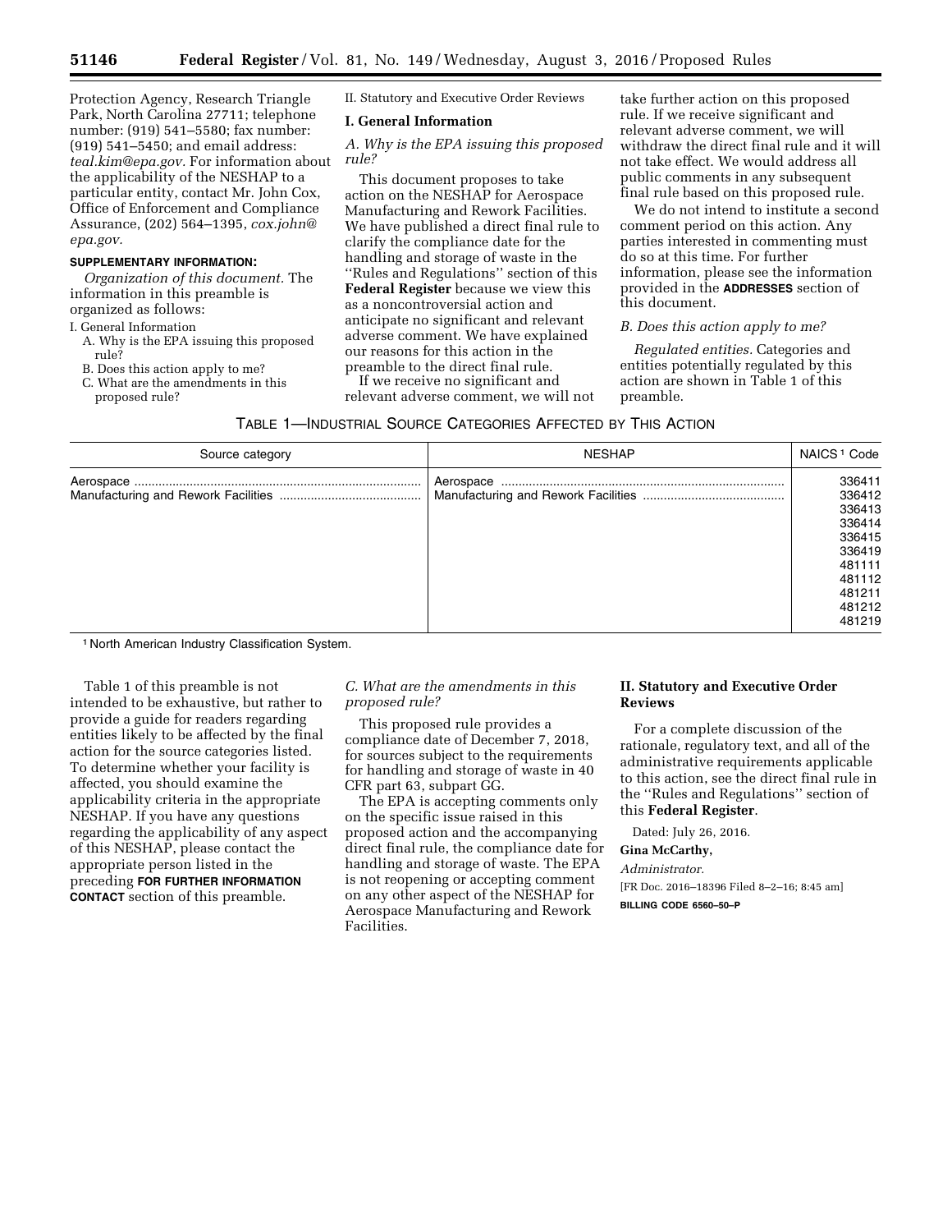Protection Agency, Research Triangle Park, North Carolina 27711; telephone number: (919) 541–5580; fax number: (919) 541–5450; and email address: *teal.kim@epa.gov.* For information about the applicability of the NESHAP to a particular entity, contact Mr. John Cox, Office of Enforcement and Compliance Assurance, (202) 564–1395, *cox.john@epa.gov.*

**SUPPLEMENTARY INFORMATION:**

*Organization of this document.* The information in this preamble is organized as follows:

I. General Information
  A. Why is the EPA issuing this proposed rule?
  B. Does this action apply to me?
  C. What are the amendments in this proposed rule?
II. Statutory and Executive Order Reviews

## I. General Information

### *A. Why is the EPA issuing this proposed rule?*

This document proposes to take action on the NESHAP for Aerospace Manufacturing and Rework Facilities. We have published a direct final rule to clarify the compliance date for the handling and storage of waste in the ''Rules and Regulations'' section of this **Federal Register** because we view this as a noncontroversial action and anticipate no significant and relevant adverse comment. We have explained our reasons for this action in the preamble to the direct final rule.

If we receive no significant and relevant adverse comment, we will not take further action on this proposed rule. If we receive significant and relevant adverse comment, we will withdraw the direct final rule and it will not take effect. We would address all public comments in any subsequent final rule based on this proposed rule.

We do not intend to institute a second comment period on this action. Any parties interested in commenting must do so at this time. For further information, please see the information provided in the **ADDRESSES** section of this document.

### *B. Does this action apply to me?*

*Regulated entities.* Categories and entities potentially regulated by this action are shown in Table 1 of this preamble.

TABLE 1—INDUSTRIAL SOURCE CATEGORIES AFFECTED BY THIS ACTION

| Source category | NESHAP | NAICS[1] Code |
|---|---|---|
| Aerospace Manufacturing and Rework Facilities | Aerospace Manufacturing and Rework Facilities | 336411<br>336412<br>336413<br>336414<br>336415<br>336419<br>481111<br>481112<br>481211<br>481212<br>481219 |

[1] North American Industry Classification System.

Table 1 of this preamble is not intended to be exhaustive, but rather to provide a guide for readers regarding entities likely to be affected by the final action for the source categories listed. To determine whether your facility is affected, you should examine the applicability criteria in the appropriate NESHAP. If you have any questions regarding the applicability of any aspect of this NESHAP, please contact the appropriate person listed in the preceding **FOR FURTHER INFORMATION CONTACT** section of this preamble.

### *C. What are the amendments in this proposed rule?*

This proposed rule provides a compliance date of December 7, 2018, for sources subject to the requirements for handling and storage of waste in 40 CFR part 63, subpart GG.

The EPA is accepting comments only on the specific issue raised in this proposed action and the accompanying direct final rule, the compliance date for handling and storage of waste. The EPA is not reopening or accepting comment on any other aspect of the NESHAP for Aerospace Manufacturing and Rework Facilities.

## II. Statutory and Executive Order Reviews

For a complete discussion of the rationale, regulatory text, and all of the administrative requirements applicable to this action, see the direct final rule in the ''Rules and Regulations'' section of this **Federal Register**.

Dated: July 26, 2016.

**Gina McCarthy,**

*Administrator.*

[FR Doc. 2016–18396 Filed 8–2–16; 8:45 am]

**BILLING CODE 6560–50–P**